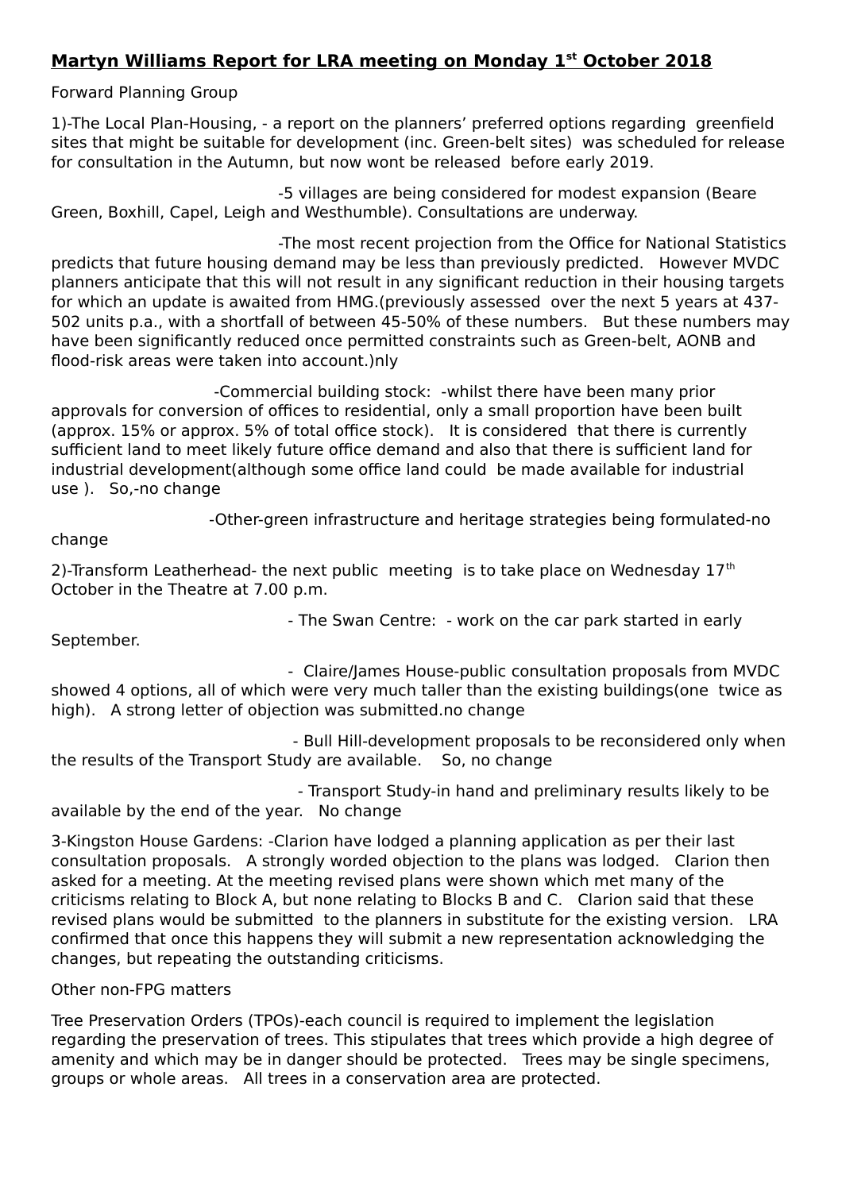**Martyn Williams Report for LRA meeting on Monday 1st October 2018**

Forward Planning Group

1)-The Local Plan-Housing, - a report on the planners' preferred options regarding greenfield sites that might be suitable for development (inc. Green-belt sites) was scheduled for release for consultation in the Autumn, but now wont be released before early 2019.

-5 villages are being considered for modest expansion (Beare Green, Boxhill, Capel, Leigh and Westhumble). Consultations are underway.

-The most recent projection from the Office for National Statistics predicts that future housing demand may be less than previously predicted. However MVDC planners anticipate that this will not result in any significant reduction in their housing targets for which an update is awaited from HMG.(previously assessed over the next 5 years at 437-502 units p.a., with a shortfall of between 45-50% of these numbers. But these numbers may have been significantly reduced once permitted constraints such as Green-belt, AONB and flood-risk areas were taken into account.)nly

-Commercial building stock: -whilst there have been many prior approvals for conversion of offices to residential, only a small proportion have been built (approx. 15% or approx. 5% of total office stock). It is considered that there is currently sufficient land to meet likely future office demand and also that there is sufficient land for industrial development(although some office land could be made available for industrial use ). So,-no change

-Other-green infrastructure and heritage strategies being formulated-no change

2)-Transform Leatherhead- the next public meeting is to take place on Wednesday 17th October in the Theatre at 7.00 p.m.

- The Swan Centre: - work on the car park started in early September.

- Claire/James House-public consultation proposals from MVDC showed 4 options, all of which were very much taller than the existing buildings(one twice as high). A strong letter of objection was submitted.no change

- Bull Hill-development proposals to be reconsidered only when the results of the Transport Study are available. So, no change

- Transport Study-in hand and preliminary results likely to be available by the end of the year. No change

3-Kingston House Gardens: -Clarion have lodged a planning application as per their last consultation proposals. A strongly worded objection to the plans was lodged. Clarion then asked for a meeting. At the meeting revised plans were shown which met many of the criticisms relating to Block A, but none relating to Blocks B and C. Clarion said that these revised plans would be submitted to the planners in substitute for the existing version. LRA confirmed that once this happens they will submit a new representation acknowledging the changes, but repeating the outstanding criticisms.

Other non-FPG matters

Tree Preservation Orders (TPOs)-each council is required to implement the legislation regarding the preservation of trees. This stipulates that trees which provide a high degree of amenity and which may be in danger should be protected. Trees may be single specimens, groups or whole areas. All trees in a conservation area are protected.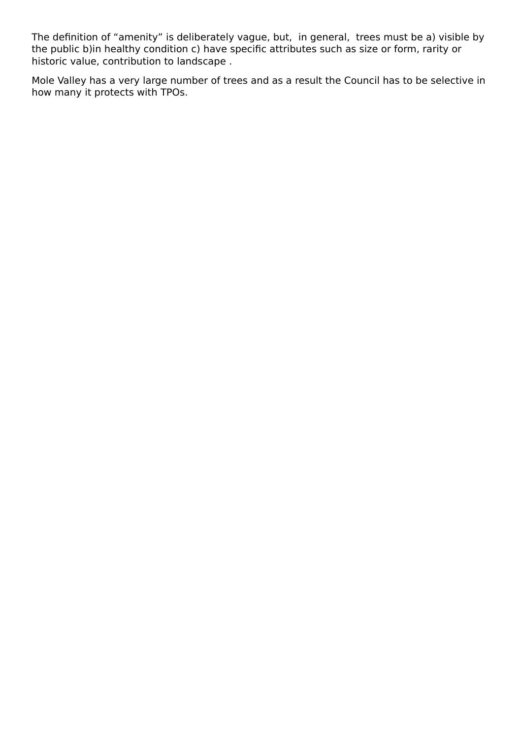The definition of “amenity” is deliberately vague, but, in general, trees must be a) visible by the public b)in healthy condition c) have specific attributes such as size or form, rarity or historic value, contribution to landscape .

Mole Valley has a very large number of trees and as a result the Council has to be selective in how many it protects with TPOs.